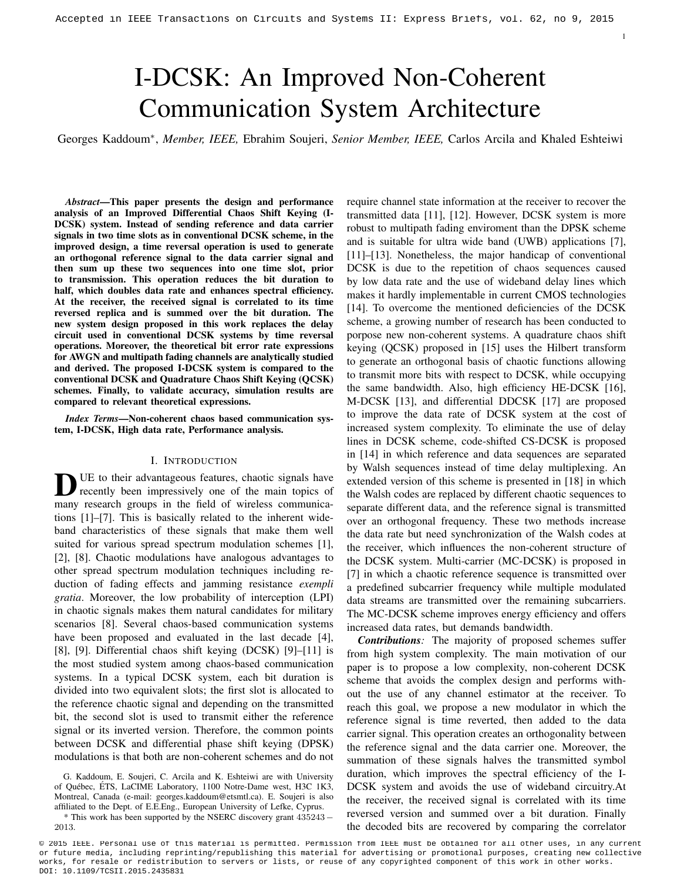# I-DCSK: An Improved Non-Coherent Communication System Architecture

Georges Kaddoum*, *Member, IEEE,* Ebrahim Soujeri, *Senior Member, IEEE,* Carlos Arcila and Khaled Eshteiwi

***Abstract*—This paper presents the design and performance analysis of an Improved Differential Chaos Shift Keying (I-DCSK) system. Instead of sending reference and data carrier signals in two time slots as in conventional DCSK scheme, in the improved design, a time reversal operation is used to generate an orthogonal reference signal to the data carrier signal and then sum up these two sequences into one time slot, prior to transmission. This operation reduces the bit duration to half, which doubles data rate and enhances spectral efficiency. At the receiver, the received signal is correlated to its time reversed replica and is summed over the bit duration. The new system design proposed in this work replaces the delay circuit used in conventional DCSK systems by time reversal operations. Moreover, the theoretical bit error rate expressions for AWGN and multipath fading channels are analytically studied and derived. The proposed I-DCSK system is compared to the conventional DCSK and Quadrature Chaos Shift Keying (QCSK) schemes. Finally, to validate accuracy, simulation results are compared to relevant theoretical expressions.**

***Index Terms*—Non-coherent chaos based communication system, I-DCSK, High data rate, Performance analysis.**

## I. Introduction

DUE to their advantageous features, chaotic signals have recently been impressively one of the main topics of many research groups in the field of wireless communications [1]–[7]. This is basically related to the inherent wideband characteristics of these signals that make them well suited for various spread spectrum modulation schemes [1], [2], [8]. Chaotic modulations have analogous advantages to other spread spectrum modulation techniques including reduction of fading effects and jamming resistance *exempli gratia*. Moreover, the low probability of interception (LPI) in chaotic signals makes them natural candidates for military scenarios [8]. Several chaos-based communication systems have been proposed and evaluated in the last decade [4], [8], [9]. Differential chaos shift keying (DCSK) [9]–[11] is the most studied system among chaos-based communication systems. In a typical DCSK system, each bit duration is divided into two equivalent slots; the first slot is allocated to the reference chaotic signal and depending on the transmitted bit, the second slot is used to transmit either the reference signal or its inverted version. Therefore, the common points between DCSK and differential phase shift keying (DPSK) modulations is that both are non-coherent schemes and do not require channel state information at the receiver to recover the transmitted data [11], [12]. However, DCSK system is more robust to multipath fading enviroment than the DPSK scheme and is suitable for ultra wide band (UWB) applications [7], [11]–[13]. Nonetheless, the major handicap of conventional DCSK is due to the repetition of chaos sequences caused by low data rate and the use of wideband delay lines which makes it hardly implementable in current CMOS technologies [14]. To overcome the mentioned deficiencies of the DCSK scheme, a growing number of research has been conducted to porpose new non-coherent systems. A quadrature chaos shift keying (QCSK) proposed in [15] uses the Hilbert transform to generate an orthogonal basis of chaotic functions allowing to transmit more bits with respect to DCSK, while occupying the same bandwidth. Also, high efficiency HE-DCSK [16], M-DCSK [13], and differential DDCSK [17] are proposed to improve the data rate of DCSK system at the cost of increased system complexity. To eliminate the use of delay lines in DCSK scheme, code-shifted CS-DCSK is proposed in [14] in which reference and data sequences are separated by Walsh sequences instead of time delay multiplexing. An extended version of this scheme is presented in [18] in which the Walsh codes are replaced by different chaotic sequences to separate different data, and the reference signal is transmitted over an orthogonal frequency. These two methods increase the data rate but need synchronization of the Walsh codes at the receiver, which influences the non-coherent structure of the DCSK system. Multi-carrier (MC-DCSK) is proposed in [7] in which a chaotic reference sequence is transmitted over a predefined subcarrier frequency while multiple modulated data streams are transmitted over the remaining subcarriers. The MC-DCSK scheme improves energy efficiency and offers increased data rates, but demands bandwidth.

***Contributions:*** The majority of proposed schemes suffer from high system complexity. The main motivation of our paper is to propose a low complexity, non-coherent DCSK scheme that avoids the complex design and performs without the use of any channel estimator at the receiver. To reach this goal, we propose a new modulator in which the reference signal is time reverted, then added to the data carrier signal. This operation creates an orthogonality between the reference signal and the data carrier one. Moreover, the summation of these signals halves the transmitted symbol duration, which improves the spectral efficiency of the I-DCSK system and avoids the use of wideband circuitry.At the receiver, the received signal is correlated with its time reversed version and summed over a bit duration. Finally the decoded bits are recovered by comparing the correlator

G. Kaddoum, E. Soujeri, C. Arcila and K. Eshteiwi are with University of Québec, ÉTS, LaCIME Laboratory, 1100 Notre-Dame west, H3C 1K3, Montreal, Canada (e-mail: georges.kaddoum@etsmtl.ca). E. Soujeri is also affiliated to the Dept. of E.E.Eng., European University of Lefke, Cyprus.

\* This work has been supported by the NSERC discovery grant 435243 – 2013.

© 2015 IEEE. Personal use of this material is permitted. Permission from IEEE must be obtained for all other uses, in any current or future media, including reprinting/republishing this material for advertising or promotional purposes, creating new collective works, for resale or redistribution to servers or lists, or reuse of any copyrighted component of this work in other works.
DOI: 10.1109/TCSII.2015.2435831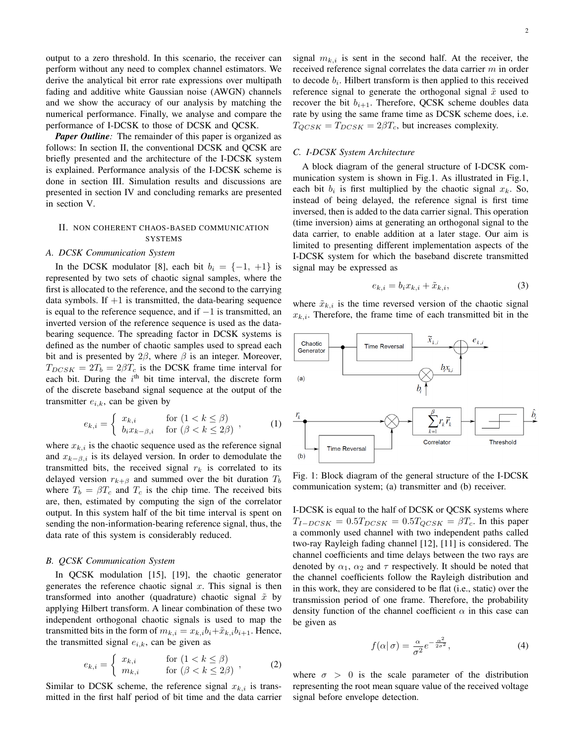output to a zero threshold. In this scenario, the receiver can perform without any need to complex channel estimators. We derive the analytical bit error rate expressions over multipath fading and additive white Gaussian noise (AWGN) channels and we show the accuracy of our analysis by matching the numerical performance. Finally, we analyse and compare the performance of I-DCSK to those of DCSK and QCSK.

***Paper Outline:*** The remainder of this paper is organized as follows: In section II, the conventional DCSK and QCSK are briefly presented and the architecture of the I-DCSK system is explained. Performance analysis of the I-DCSK scheme is done in section III. Simulation results and discussions are presented in section IV and concluding remarks are presented in section V.

## II. Non coherent chaos-based communication systems

### A. DCSK Communication System

In the DCSK modulator [8], each bit $b_i = \{-1, +1\}$ is represented by two sets of chaotic signal samples, where the first is allocated to the reference, and the second to the carrying data symbols. If $+1$ is transmitted, the data-bearing sequence is equal to the reference sequence, and if $-1$ is transmitted, an inverted version of the reference sequence is used as the data-bearing sequence. The spreading factor in DCSK systems is defined as the number of chaotic samples used to spread each bit and is presented by $2\beta$, where $\beta$ is an integer. Moreover, $T_{DCSK} = 2T_b = 2\beta T_c$ is the DCSK frame time interval for each bit. During the $i^{\text{th}}$ bit time interval, the discrete form of the discrete baseband signal sequence at the output of the transmitter $e_{i,k}$, can be given by

$$
e_{k,i} = \begin{cases} x_{k,i} & \text{for } (1 < k \leq \beta) \\ b_i x_{k-\beta,i} & \text{for } (\beta < k \leq 2\beta) \end{cases}, \tag{1}
$$

where $x_{k,i}$ is the chaotic sequence used as the reference signal and $x_{k-\beta,i}$ is its delayed version. In order to demodulate the transmitted bits, the received signal $r_k$ is correlated to its delayed version $r_{k+\beta}$ and summed over the bit duration $T_b$ where $T_b = \beta T_c$ and $T_c$ is the chip time. The received bits are, then, estimated by computing the sign of the correlator output. In this system half of the bit time interval is spent on sending the non-information-bearing reference signal, thus, the data rate of this system is considerably reduced.

### B. QCSK Communication System

In QCSK modulation [15], [19], the chaotic generator generates the reference chaotic signal $x$. This signal is then transformed into another (quadrature) chaotic signal $\tilde{x}$ by applying Hilbert transform. A linear combination of these two independent orthogonal chaotic signals is used to map the transmitted bits in the form of $m_{k,i} = x_{k,i}b_i + \tilde{x}_{k,i}b_{i+1}$. Hence, the transmitted signal $e_{i,k}$, can be given as

$$
e_{k,i} = \begin{cases} x_{k,i} & \text{for } (1 < k \leq \beta) \\ m_{k,i} & \text{for } (\beta < k \leq 2\beta) \end{cases}, \tag{2}
$$

Similar to DCSK scheme, the reference signal $x_{k,i}$ is transmitted in the first half period of bit time and the data carrier signal $m_{k,i}$ is sent in the second half. At the receiver, the received reference signal correlates the data carrier $m$ in order to decode $b_i$. Hilbert transform is then applied to this received reference signal to generate the orthogonal signal $\tilde{x}$ used to recover the bit $b_{i+1}$. Therefore, QCSK scheme doubles data rate by using the same frame time as DCSK scheme does, i.e. $T_{QCSK} = T_{DCSK} = 2\beta T_c$, but increases complexity.

### C. I-DCSK System Architecture

A block diagram of the general structure of I-DCSK communication system is shown in Fig.1. As illustrated in Fig.1, each bit $b_i$ is first multiplied by the chaotic signal $x_k$. So, instead of being delayed, the reference signal is first time inversed, then is added to the data carrier signal. This operation (time inversion) aims at generating an orthogonal signal to the data carrier, to enable addition at a later stage. Our aim is limited to presenting different implementation aspects of the I-DCSK system for which the baseband discrete transmitted signal may be expressed as

$$
e_{k,i} = b_i x_{k,i} + \tilde{x}_{k,i}, \tag{3}
$$

where $\tilde{x}_{k,i}$ is the time reversed version of the chaotic signal $x_{k,i}$. Therefore, the frame time of each transmitted bit in the I-DCSK is equal to the half of DCSK or QCSK systems where $T_{I-DCSK} = 0.5T_{DCSK} = 0.5T_{QCSK} = \beta T_c$. In this paper a commonly used channel with two independent paths called two-ray Rayleigh fading channel [12], [11] is considered. The channel coefficients and time delays between the two rays are denoted by $\alpha_1$, $\alpha_2$ and $\tau$ respectively. It should be noted that the channel coefficients follow the Rayleigh distribution and in this work, they are considered to be flat (i.e., static) over the transmission period of one frame. Therefore, the probability density function of the channel coefficient $\alpha$ in this case can be given as

Fig. 1: Block diagram of the general structure of the I-DCSK communication system; (a) transmitter and (b) receiver.

$$
f(\alpha|\,\sigma) = \frac{\alpha}{\sigma^2} e^{-\frac{\alpha^2}{2\sigma^2}}, \tag{4}
$$

where $\sigma > 0$ is the scale parameter of the distribution representing the root mean square value of the received voltage signal before envelope detection.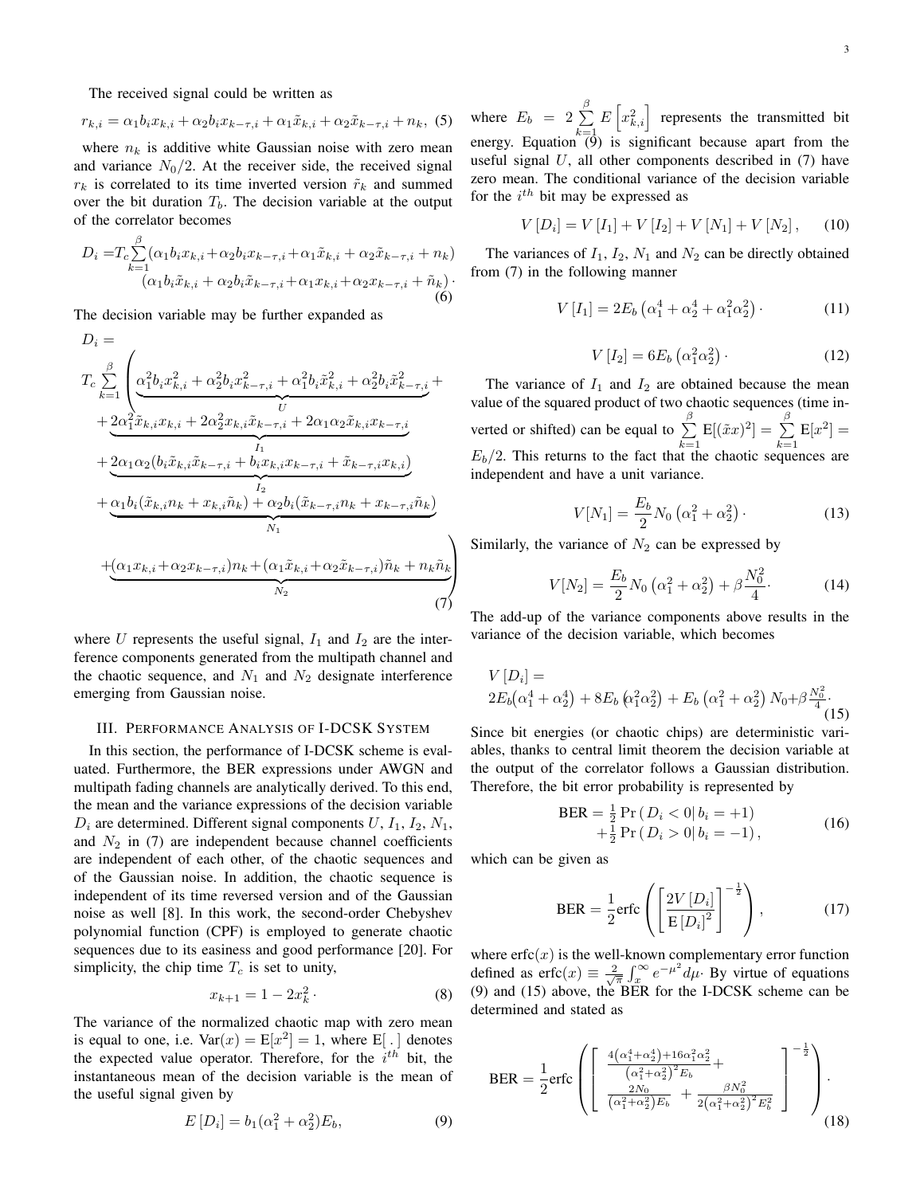The received signal could be written as

$$r_{k,i} = \alpha_1 b_i x_{k,i} + \alpha_2 b_i x_{k-\tau,i} + \alpha_1 \tilde{x}_{k,i} + \alpha_2 \tilde{x}_{k-\tau,i} + n_k, \tag{5}$$

where $n_k$ is additive white Gaussian noise with zero mean and variance $N_0/2$. At the receiver side, the received signal $r_k$ is correlated to its time inverted version $\tilde{r}_k$ and summed over the bit duration $T_b$. The decision variable at the output of the correlator becomes

$$\begin{aligned} D_i = T_c \sum_{k=1}^{\beta} &(\alpha_1 b_i x_{k,i} + \alpha_2 b_i x_{k-\tau,i} + \alpha_1 \tilde{x}_{k,i} + \alpha_2 \tilde{x}_{k-\tau,i} + n_k) \\ &(\alpha_1 b_i \tilde{x}_{k,i} + \alpha_2 b_i \tilde{x}_{k-\tau,i} + \alpha_1 x_{k,i} + \alpha_2 x_{k-\tau,i} + \tilde{n}_k) \cdot \end{aligned} \tag{6}$$

The decision variable may be further expanded as

$$\begin{aligned} D_i = \\ T_c \sum_{k=1}^{\beta} \Bigg( & \underbrace{\alpha_1^2 b_i x_{k,i}^2 + \alpha_2^2 b_i x_{k-\tau,i}^2 + \alpha_1^2 b_i \tilde{x}_{k,i}^2 + \alpha_2^2 b_i \tilde{x}_{k-\tau,i}^2}_{U} + \\ & + \underbrace{2\alpha_1^2 \tilde{x}_{k,i} x_{k,i} + 2\alpha_2^2 x_{k,i} \tilde{x}_{k-\tau,i} + 2\alpha_1 \alpha_2 \tilde{x}_{k,i} x_{k-\tau,i}}_{I_1} \\ & + \underbrace{2\alpha_1 \alpha_2 (b_i \tilde{x}_{k,i} \tilde{x}_{k-\tau,i} + b_i x_{k,i} x_{k-\tau,i} + \tilde{x}_{k-\tau,i} x_{k,i})}_{I_2} \\ & + \underbrace{\alpha_1 b_i (\tilde{x}_{k,i} n_k + x_{k,i} \tilde{n}_k) + \alpha_2 b_i (\tilde{x}_{k-\tau,i} n_k + x_{k-\tau,i} \tilde{n}_k)}_{N_1} \\ & + \underbrace{(\alpha_1 x_{k,i} + \alpha_2 x_{k-\tau,i}) n_k + (\alpha_1 \tilde{x}_{k,i} + \alpha_2 \tilde{x}_{k-\tau,i}) \tilde{n}_k + n_k \tilde{n}_k}_{N_2} \Bigg) \end{aligned} \tag{7}$$

where $U$ represents the useful signal, $I_1$ and $I_2$ are the interference components generated from the multipath channel and the chaotic sequence, and $N_1$ and $N_2$ designate interference emerging from Gaussian noise.

## III. Performance Analysis of I-DCSK System

In this section, the performance of I-DCSK scheme is evaluated. Furthermore, the BER expressions under AWGN and multipath fading channels are analytically derived. To this end, the mean and the variance expressions of the decision variable $D_i$ are determined. Different signal components $U$, $I_1$, $I_2$, $N_1$, and $N_2$ in (7) are independent because channel coefficients are independent of each other, of the chaotic sequences and of the Gaussian noise. In addition, the chaotic sequence is independent of its time reversed version and of the Gaussian noise as well [8]. In this work, the second-order Chebyshev polynomial function (CPF) is employed to generate chaotic sequences due to its easiness and good performance [20]. For simplicity, the chip time $T_c$ is set to unity,

$$x_{k+1} = 1 - 2x_k^2 \cdot \tag{8}$$

The variance of the normalized chaotic map with zero mean is equal to one, i.e. $\mathrm{Var}(x) = \mathrm{E}[x^2] = 1$, where $\mathrm{E}[\,.\,]$ denotes the expected value operator. Therefore, for the $i^{th}$ bit, the instantaneous mean of the decision variable is the mean of the useful signal given by

$$E\left[D_i\right] = b_1 (\alpha_1^2 + \alpha_2^2) E_b, \tag{9}$$

where $E_b = 2 \sum_{k=1}^{\beta} E\left[x_{k,i}^2\right]$ represents the transmitted bit energy. Equation (9) is significant because apart from the useful signal $U$, all other components described in (7) have zero mean. The conditional variance of the decision variable for the $i^{th}$ bit may be expressed as

$$V\left[D_i\right] = V\left[I_1\right] + V\left[I_2\right] + V\left[N_1\right] + V\left[N_2\right], \tag{10}$$

The variances of $I_1$, $I_2$, $N_1$ and $N_2$ can be directly obtained from (7) in the following manner

$$V\left[I_1\right] = 2E_b \left(\alpha_1^4 + \alpha_2^4 + \alpha_1^2 \alpha_2^2\right) \cdot \tag{11}$$

$$V\left[I_2\right] = 6E_b \left(\alpha_1^2 \alpha_2^2\right) \cdot \tag{12}$$

The variance of $I_1$ and $I_2$ are obtained because the mean value of the squared product of two chaotic sequences (time inverted or shifted) can be equal to $\sum_{k=1}^{\beta} \mathrm{E}[(\tilde{x}x)^2] = \sum_{k=1}^{\beta} \mathrm{E}[x^2] = E_b/2$. This returns to the fact that the chaotic sequences are independent and have a unit variance.

$$V[N_1] = \frac{E_b}{2} N_0 \left(\alpha_1^2 + \alpha_2^2\right) \cdot \tag{13}$$

Similarly, the variance of $N_2$ can be expressed by

$$V[N_2] = \frac{E_b}{2} N_0 \left(\alpha_1^2 + \alpha_2^2\right) + \beta \frac{N_0^2}{4} \cdot \tag{14}$$

The add-up of the variance components above results in the variance of the decision variable, which becomes

$$\begin{aligned} &V\left[D_i\right] = \\ &2E_b\left(\alpha_1^4 + \alpha_2^4\right) + 8E_b \left(\alpha_1^2 \alpha_2^2\right) + E_b \left(\alpha_1^2 + \alpha_2^2\right) N_0 + \beta \tfrac{N_0^2}{4} \cdot \end{aligned} \tag{15}$$

Since bit energies (or chaotic chips) are deterministic variables, thanks to central limit theorem the decision variable at the output of the correlator follows a Gaussian distribution. Therefore, the bit error probability is represented by

$$\begin{aligned} \mathrm{BER} = &\tfrac{1}{2} \Pr\left(D_i < 0 \middle| b_i = +1\right) \\ &+ \tfrac{1}{2} \Pr\left(D_i > 0 \middle| b_i = -1\right), \end{aligned} \tag{16}$$

which can be given as

$$\mathrm{BER} = \frac{1}{2} \mathrm{erfc}\left( \left[ \frac{2V\left[D_i\right]}{\mathrm{E}\left[D_i\right]^2} \right]^{-\frac{1}{2}} \right), \tag{17}$$

where $\mathrm{erfc}(x)$ is the well-known complementary error function defined as $\mathrm{erfc}(x) \equiv \frac{2}{\sqrt{\pi}} \int_x^{\infty} e^{-\mu^2} d\mu \cdot$ By virtue of equations (9) and (15) above, the BER for the I-DCSK scheme can be determined and stated as

$$\mathrm{BER} = \frac{1}{2} \mathrm{erfc}\left( \left[ \begin{array}{l} \frac{4\left(\alpha_1^4 + \alpha_2^4\right) + 16\alpha_1^2 \alpha_2^2}{\left(\alpha_1^2 + \alpha_2^2\right)^2 E_b} + \\ \frac{2N_0}{\left(\alpha_1^2 + \alpha_2^2\right) E_b} + \frac{\beta N_0^2}{2\left(\alpha_1^2 + \alpha_2^2\right)^2 E_b^2} \end{array} \right]^{-\frac{1}{2}} \right). \tag{18}$$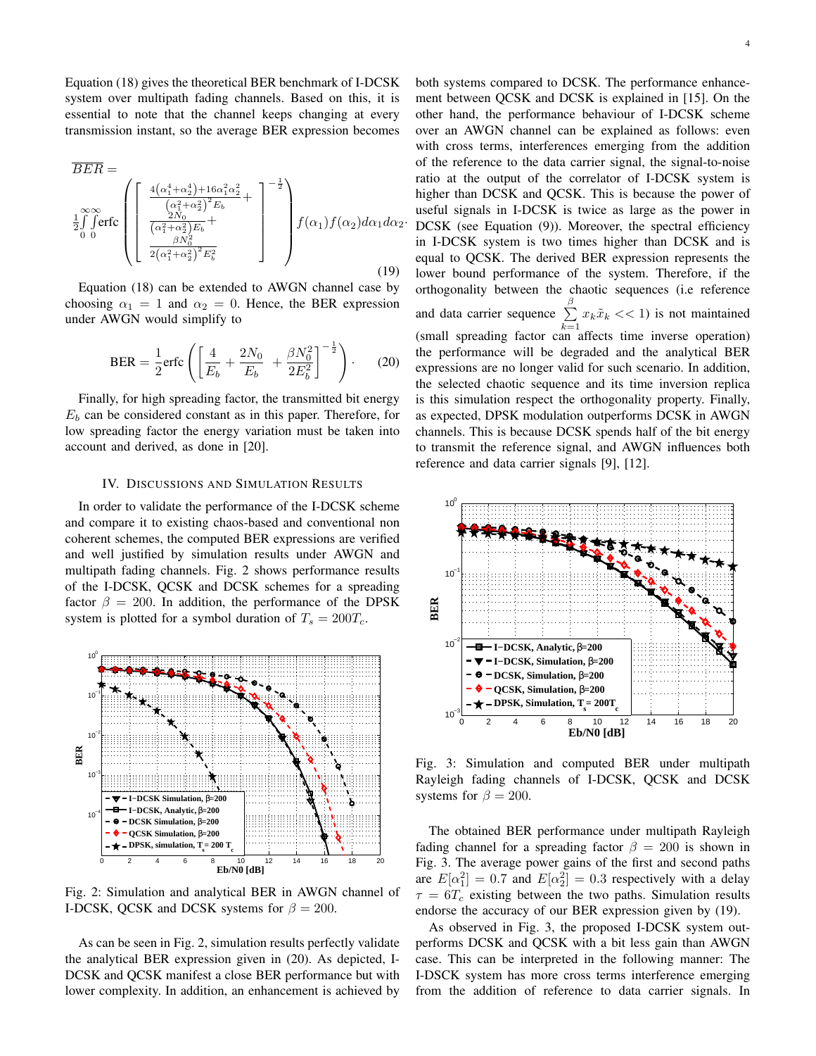Equation (18) gives the theoretical BER benchmark of I-DCSK system over multipath fading channels. Based on this, it is essential to note that the channel keeps changing at every transmission instant, so the average BER expression becomes

$$\overline{BER} = \frac{1}{2}\int_0^{\infty}\int_0^{\infty} \text{erfc}\left(\left[\begin{array}{c} \frac{4\left(\alpha_1^4+\alpha_2^4\right)+16\alpha_1^2\alpha_2^2}{\left(\alpha_1^2+\alpha_2^2\right)^2 E_b}+ \\ \frac{2N_0}{\left(\alpha_1^2+\alpha_2^2\right)E_b}+ \\ \frac{\beta N_0^2}{2\left(\alpha_1^2+\alpha_2^2\right)^2 E_b^2} \end{array}\right]^{-\frac{1}{2}}\right) f(\alpha_1)f(\alpha_2)d\alpha_1 d\alpha_2. \tag{19}$$

Equation (18) can be extended to AWGN channel case by choosing $\alpha_1 = 1$ and $\alpha_2 = 0$. Hence, the BER expression under AWGN would simplify to

$$\text{BER} = \frac{1}{2}\text{erfc}\left(\left[\frac{4}{E_b} + \frac{2N_0}{E_b} + \frac{\beta N_0^2}{2E_b^2}\right]^{-\frac{1}{2}}\right). \tag{20}$$

Finally, for high spreading factor, the transmitted bit energy $E_b$ can be considered constant as in this paper. Therefore, for low spreading factor the energy variation must be taken into account and derived, as done in [20].

## IV. Discussions and Simulation Results

In order to validate the performance of the I-DCSK scheme and compare it to existing chaos-based and conventional non coherent schemes, the computed BER expressions are verified and well justified by simulation results under AWGN and multipath fading channels. Fig. 2 shows performance results of the I-DCSK, QCSK and DCSK schemes for a spreading factor $\beta = 200$. In addition, the performance of the DPSK system is plotted for a symbol duration of $T_s = 200T_c$.

Fig. 2: Simulation and analytical BER in AWGN channel of I-DCSK, QCSK and DCSK systems for $\beta = 200$.

As can be seen in Fig. 2, simulation results perfectly validate the analytical BER expression given in (20). As depicted, I-DCSK and QCSK manifest a close BER performance but with lower complexity. In addition, an enhancement is achieved by both systems compared to DCSK. The performance enhancement between QCSK and DCSK is explained in [15]. On the other hand, the performance behaviour of I-DCSK scheme over an AWGN channel can be explained as follows: even with cross terms, interferences emerging from the addition of the reference to the data carrier signal, the signal-to-noise ratio at the output of the correlator of I-DCSK system is higher than DCSK and QCSK. This is because the power of useful signals in I-DCSK is twice as large as the power in DCSK (see Equation (9)). Moreover, the spectral efficiency in I-DCSK system is two times higher than DCSK and is equal to QCSK. The derived BER expression represents the lower bound performance of the system. Therefore, if the orthogonality between the chaotic sequences (i.e reference and data carrier sequence $\sum_{k=1}^{\beta} x_k \tilde{x}_k << 1$) is not maintained (small spreading factor can affects time inverse operation) the performance will be degraded and the analytical BER expressions are no longer valid for such scenario. In addition, the selected chaotic sequence and its time inversion replica is this simulation respect the orthogonality property. Finally, as expected, DPSK modulation outperforms DCSK in AWGN channels. This is because DCSK spends half of the bit energy to transmit the reference signal, and AWGN influences both reference and data carrier signals [9], [12].

Fig. 3: Simulation and computed BER under multipath Rayleigh fading channels of I-DCSK, QCSK and DCSK systems for $\beta = 200$.

The obtained BER performance under multipath Rayleigh fading channel for a spreading factor $\beta = 200$ is shown in Fig. 3. The average power gains of the first and second paths are $E[\alpha_1^2] = 0.7$ and $E[\alpha_2^2] = 0.3$ respectively with a delay $\tau = 6T_c$ existing between the two paths. Simulation results endorse the accuracy of our BER expression given by (19).

As observed in Fig. 3, the proposed I-DCSK system outperforms DCSK and QCSK with a bit less gain than AWGN case. This can be interpreted in the following manner: The I-DSCK system has more cross terms interference emerging from the addition of reference to data carrier signals. In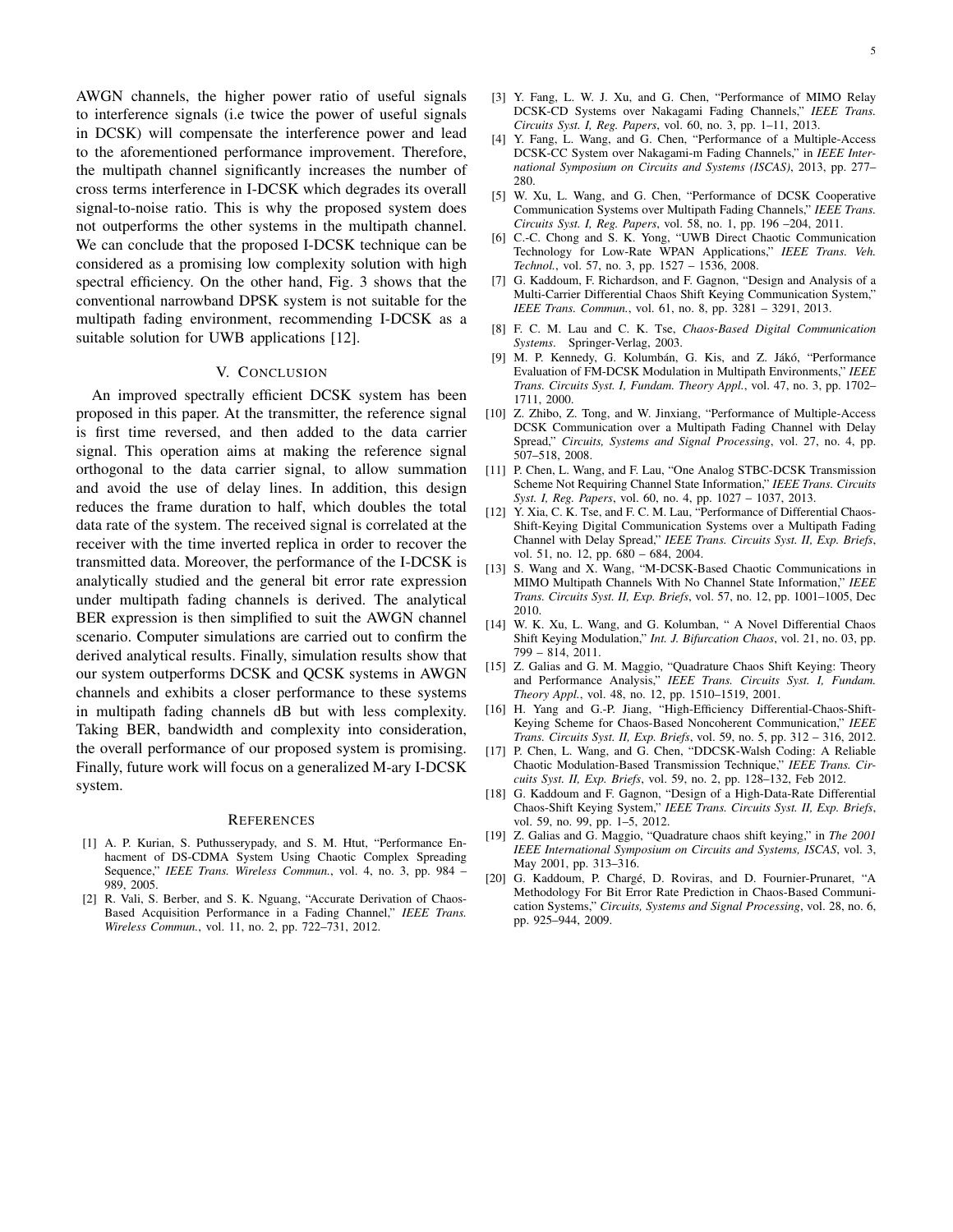AWGN channels, the higher power ratio of useful signals to interference signals (i.e twice the power of useful signals in DCSK) will compensate the interference power and lead to the aforementioned performance improvement. Therefore, the multipath channel significantly increases the number of cross terms interference in I-DCSK which degrades its overall signal-to-noise ratio. This is why the proposed system does not outperforms the other systems in the multipath channel. We can conclude that the proposed I-DCSK technique can be considered as a promising low complexity solution with high spectral efficiency. On the other hand, Fig. 3 shows that the conventional narrowband DPSK system is not suitable for the multipath fading environment, recommending I-DCSK as a suitable solution for UWB applications [12].

## V. Conclusion

An improved spectrally efficient DCSK system has been proposed in this paper. At the transmitter, the reference signal is first time reversed, and then added to the data carrier signal. This operation aims at making the reference signal orthogonal to the data carrier signal, to allow summation and avoid the use of delay lines. In addition, this design reduces the frame duration to half, which doubles the total data rate of the system. The received signal is correlated at the receiver with the time inverted replica in order to recover the transmitted data. Moreover, the performance of the I-DCSK is analytically studied and the general bit error rate expression under multipath fading channels is derived. The analytical BER expression is then simplified to suit the AWGN channel scenario. Computer simulations are carried out to confirm the derived analytical results. Finally, simulation results show that our system outperforms DCSK and QCSK systems in AWGN channels and exhibits a closer performance to these systems in multipath fading channels dB but with less complexity. Taking BER, bandwidth and complexity into consideration, the overall performance of our proposed system is promising. Finally, future work will focus on a generalized M-ary I-DCSK system.

## References

[1] A. P. Kurian, S. Puthusserypady, and S. M. Htut, "Performance Enhacment of DS-CDMA System Using Chaotic Complex Spreading Sequence," *IEEE Trans. Wireless Commun.*, vol. 4, no. 3, pp. 984 – 989, 2005.

[2] R. Vali, S. Berber, and S. K. Nguang, "Accurate Derivation of Chaos-Based Acquisition Performance in a Fading Channel," *IEEE Trans. Wireless Commun.*, vol. 11, no. 2, pp. 722–731, 2012.

[3] Y. Fang, L. W. J. Xu, and G. Chen, "Performance of MIMO Relay DCSK-CD Systems over Nakagami Fading Channels," *IEEE Trans. Circuits Syst. I, Reg. Papers*, vol. 60, no. 3, pp. 1–11, 2013.

[4] Y. Fang, L. Wang, and G. Chen, "Performance of a Multiple-Access DCSK-CC System over Nakagami-m Fading Channels," in *IEEE International Symposium on Circuits and Systems (ISCAS)*, 2013, pp. 277–280.

[5] W. Xu, L. Wang, and G. Chen, "Performance of DCSK Cooperative Communication Systems over Multipath Fading Channels," *IEEE Trans. Circuits Syst. I, Reg. Papers*, vol. 58, no. 1, pp. 196 –204, 2011.

[6] C.-C. Chong and S. K. Yong, "UWB Direct Chaotic Communication Technology for Low-Rate WPAN Applications," *IEEE Trans. Veh. Technol.*, vol. 57, no. 3, pp. 1527 – 1536, 2008.

[7] G. Kaddoum, F. Richardson, and F. Gagnon, "Design and Analysis of a Multi-Carrier Differential Chaos Shift Keying Communication System," *IEEE Trans. Commun.*, vol. 61, no. 8, pp. 3281 – 3291, 2013.

[8] F. C. M. Lau and C. K. Tse, *Chaos-Based Digital Communication Systems*. Springer-Verlag, 2003.

[9] M. P. Kennedy, G. Kolumbán, G. Kis, and Z. Jákó, "Performance Evaluation of FM-DCSK Modulation in Multipath Environments," *IEEE Trans. Circuits Syst. I, Fundam. Theory Appl.*, vol. 47, no. 3, pp. 1702–1711, 2000.

[10] Z. Zhibo, Z. Tong, and W. Jinxiang, "Performance of Multiple-Access DCSK Communication over a Multipath Fading Channel with Delay Spread," *Circuits, Systems and Signal Processing*, vol. 27, no. 4, pp. 507–518, 2008.

[11] P. Chen, L. Wang, and F. Lau, "One Analog STBC-DCSK Transmission Scheme Not Requiring Channel State Information," *IEEE Trans. Circuits Syst. I, Reg. Papers*, vol. 60, no. 4, pp. 1027 – 1037, 2013.

[12] Y. Xia, C. K. Tse, and F. C. M. Lau, "Performance of Differential Chaos-Shift-Keying Digital Communication Systems over a Multipath Fading Channel with Delay Spread," *IEEE Trans. Circuits Syst. II, Exp. Briefs*, vol. 51, no. 12, pp. 680 – 684, 2004.

[13] S. Wang and X. Wang, "M-DCSK-Based Chaotic Communications in MIMO Multipath Channels With No Channel State Information," *IEEE Trans. Circuits Syst. II, Exp. Briefs*, vol. 57, no. 12, pp. 1001–1005, Dec 2010.

[14] W. K. Xu, L. Wang, and G. Kolumban, " A Novel Differential Chaos Shift Keying Modulation," *Int. J. Bifurcation Chaos*, vol. 21, no. 03, pp. 799 – 814, 2011.

[15] Z. Galias and G. M. Maggio, "Quadrature Chaos Shift Keying: Theory and Performance Analysis," *IEEE Trans. Circuits Syst. I, Fundam. Theory Appl.*, vol. 48, no. 12, pp. 1510–1519, 2001.

[16] H. Yang and G.-P. Jiang, "High-Efficiency Differential-Chaos-Shift-Keying Scheme for Chaos-Based Noncoherent Communication," *IEEE Trans. Circuits Syst. II, Exp. Briefs*, vol. 59, no. 5, pp. 312 – 316, 2012.

[17] P. Chen, L. Wang, and G. Chen, "DDCSK-Walsh Coding: A Reliable Chaotic Modulation-Based Transmission Technique," *IEEE Trans. Circuits Syst. II, Exp. Briefs*, vol. 59, no. 2, pp. 128–132, Feb 2012.

[18] G. Kaddoum and F. Gagnon, "Design of a High-Data-Rate Differential Chaos-Shift Keying System," *IEEE Trans. Circuits Syst. II, Exp. Briefs*, vol. 59, no. 99, pp. 1–5, 2012.

[19] Z. Galias and G. Maggio, "Quadrature chaos shift keying," in *The 2001 IEEE International Symposium on Circuits and Systems, ISCAS*, vol. 3, May 2001, pp. 313–316.

[20] G. Kaddoum, P. Chargé, D. Roviras, and D. Fournier-Prunaret, "A Methodology For Bit Error Rate Prediction in Chaos-Based Communication Systems," *Circuits, Systems and Signal Processing*, vol. 28, no. 6, pp. 925–944, 2009.